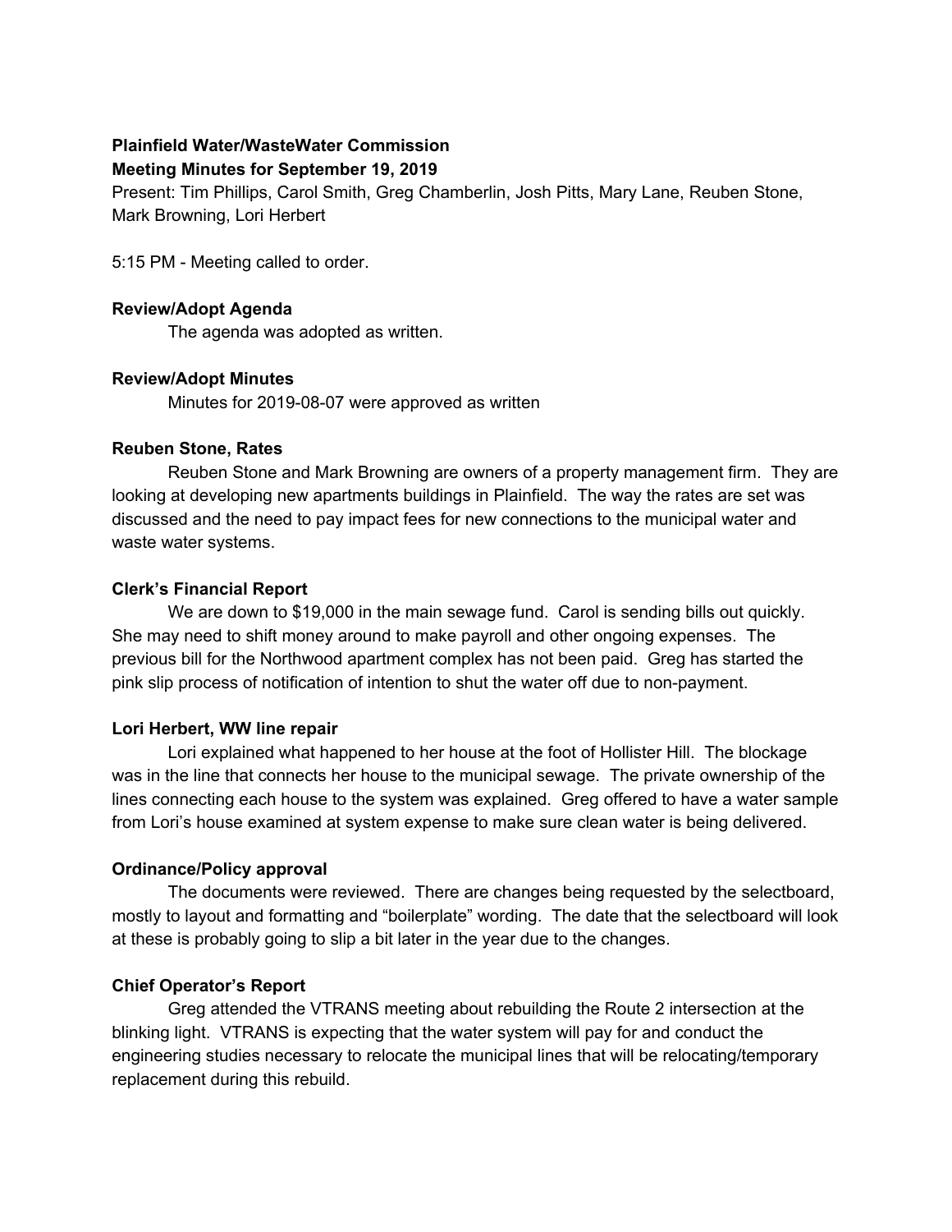**Plainfield Water/WasteWater Commission**
**Meeting Minutes for September 19, 2019**

Present: Tim Phillips, Carol Smith, Greg Chamberlin, Josh Pitts, Mary Lane, Reuben Stone, Mark Browning, Lori Herbert

5:15 PM - Meeting called to order.

**Review/Adopt Agenda**

The agenda was adopted as written.

**Review/Adopt Minutes**

Minutes for 2019-08-07 were approved as written

**Reuben Stone, Rates**

Reuben Stone and Mark Browning are owners of a property management firm. They are looking at developing new apartments buildings in Plainfield. The way the rates are set was discussed and the need to pay impact fees for new connections to the municipal water and waste water systems.

**Clerk's Financial Report**

We are down to $19,000 in the main sewage fund. Carol is sending bills out quickly. She may need to shift money around to make payroll and other ongoing expenses. The previous bill for the Northwood apartment complex has not been paid. Greg has started the pink slip process of notification of intention to shut the water off due to non-payment.

**Lori Herbert, WW line repair**

Lori explained what happened to her house at the foot of Hollister Hill. The blockage was in the line that connects her house to the municipal sewage. The private ownership of the lines connecting each house to the system was explained. Greg offered to have a water sample from Lori's house examined at system expense to make sure clean water is being delivered.

**Ordinance/Policy approval**

The documents were reviewed. There are changes being requested by the selectboard, mostly to layout and formatting and "boilerplate" wording. The date that the selectboard will look at these is probably going to slip a bit later in the year due to the changes.

**Chief Operator's Report**

Greg attended the VTRANS meeting about rebuilding the Route 2 intersection at the blinking light. VTRANS is expecting that the water system will pay for and conduct the engineering studies necessary to relocate the municipal lines that will be relocating/temporary replacement during this rebuild.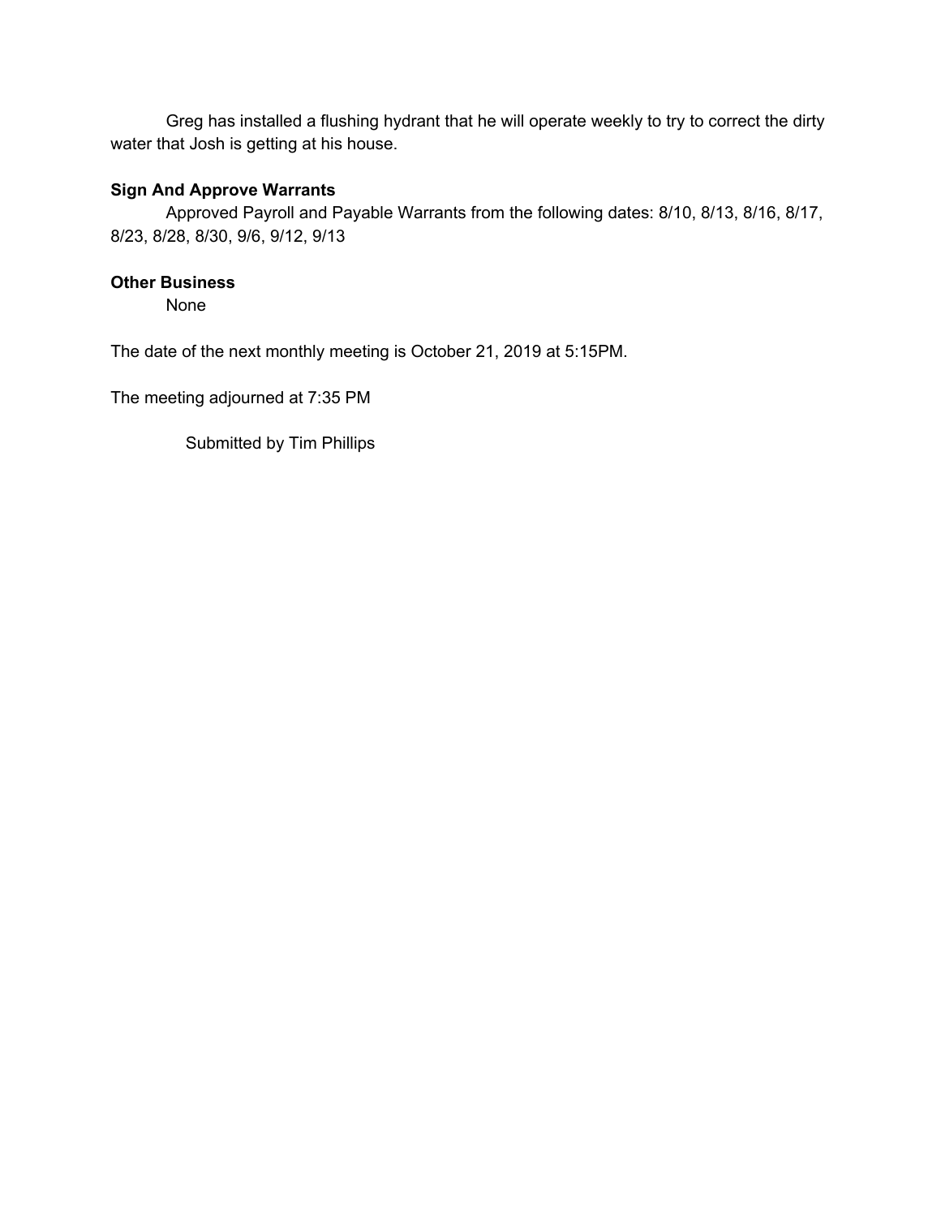Greg has installed a flushing hydrant that he will operate weekly to try to correct the dirty water that Josh is getting at his house.

**Sign And Approve Warrants**

Approved Payroll and Payable Warrants from the following dates: 8/10, 8/13, 8/16, 8/17, 8/23, 8/28, 8/30, 9/6, 9/12, 9/13

**Other Business**

None

The date of the next monthly meeting is October 21, 2019 at 5:15PM.

The meeting adjourned at 7:35 PM

Submitted by Tim Phillips